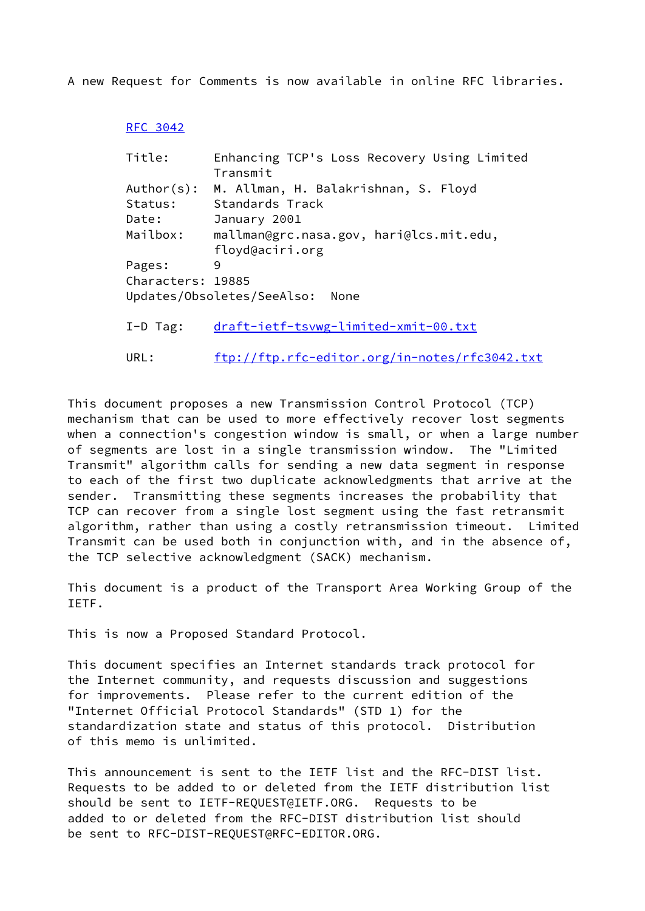A new Request for Comments is now available in online RFC libraries.

RFC 3042

Title: Enhancing TCP's Loss Recovery Using Limited Transmit
Author(s): M. Allman, H. Balakrishnan, S. Floyd
Status: Standards Track
Date: January 2001
Mailbox: mallman@grc.nasa.gov, hari@lcs.mit.edu, floyd@aciri.org
Pages: 9
Characters: 19885
Updates/Obsoletes/SeeAlso: None

I-D Tag: draft-ietf-tsvwg-limited-xmit-00.txt

URL: ftp://ftp.rfc-editor.org/in-notes/rfc3042.txt

This document proposes a new Transmission Control Protocol (TCP) mechanism that can be used to more effectively recover lost segments when a connection's congestion window is small, or when a large number of segments are lost in a single transmission window. The "Limited Transmit" algorithm calls for sending a new data segment in response to each of the first two duplicate acknowledgments that arrive at the sender. Transmitting these segments increases the probability that TCP can recover from a single lost segment using the fast retransmit algorithm, rather than using a costly retransmission timeout. Limited Transmit can be used both in conjunction with, and in the absence of, the TCP selective acknowledgment (SACK) mechanism.

This document is a product of the Transport Area Working Group of the IETF.

This is now a Proposed Standard Protocol.

This document specifies an Internet standards track protocol for the Internet community, and requests discussion and suggestions for improvements. Please refer to the current edition of the "Internet Official Protocol Standards" (STD 1) for the standardization state and status of this protocol. Distribution of this memo is unlimited.

This announcement is sent to the IETF list and the RFC-DIST list. Requests to be added to or deleted from the IETF distribution list should be sent to IETF-REQUEST@IETF.ORG. Requests to be added to or deleted from the RFC-DIST distribution list should be sent to RFC-DIST-REQUEST@RFC-EDITOR.ORG.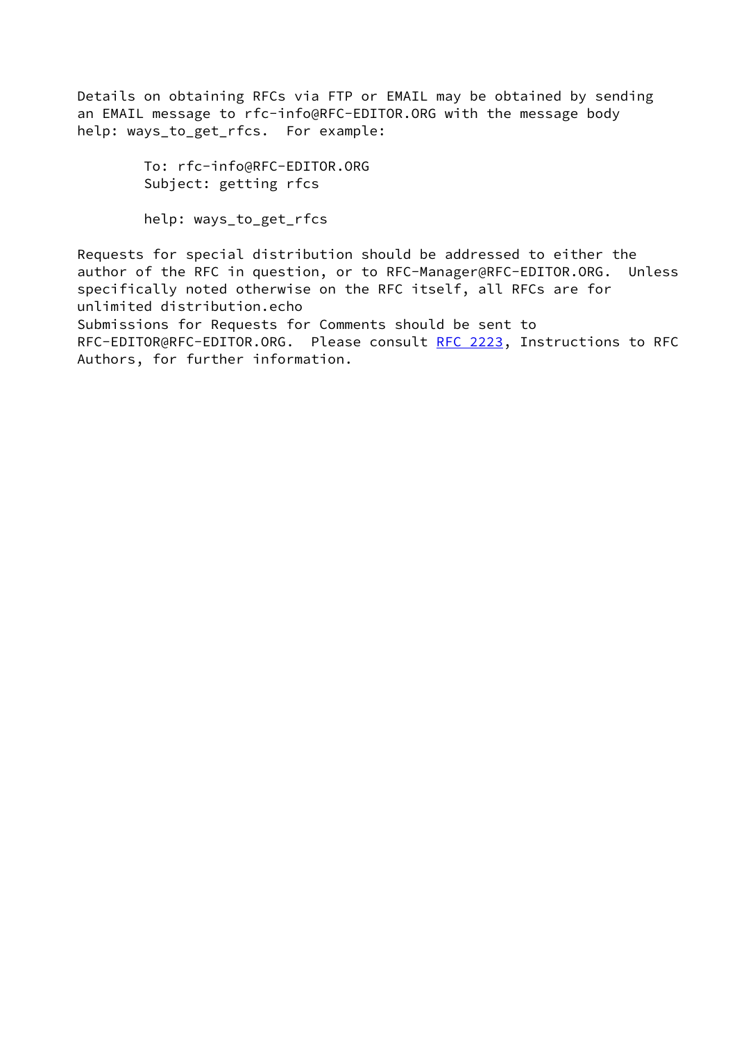Details on obtaining RFCs via FTP or EMAIL may be obtained by sending an EMAIL message to rfc-info@RFC-EDITOR.ORG with the message body help: ways_to_get_rfcs. For example:

```
        To: rfc-info@RFC-EDITOR.ORG
        Subject: getting rfcs

        help: ways_to_get_rfcs
```

Requests for special distribution should be addressed to either the author of the RFC in question, or to RFC-Manager@RFC-EDITOR.ORG. Unless specifically noted otherwise on the RFC itself, all RFCs are for unlimited distribution.echo
Submissions for Requests for Comments should be sent to RFC-EDITOR@RFC-EDITOR.ORG. Please consult RFC 2223, Instructions to RFC Authors, for further information.